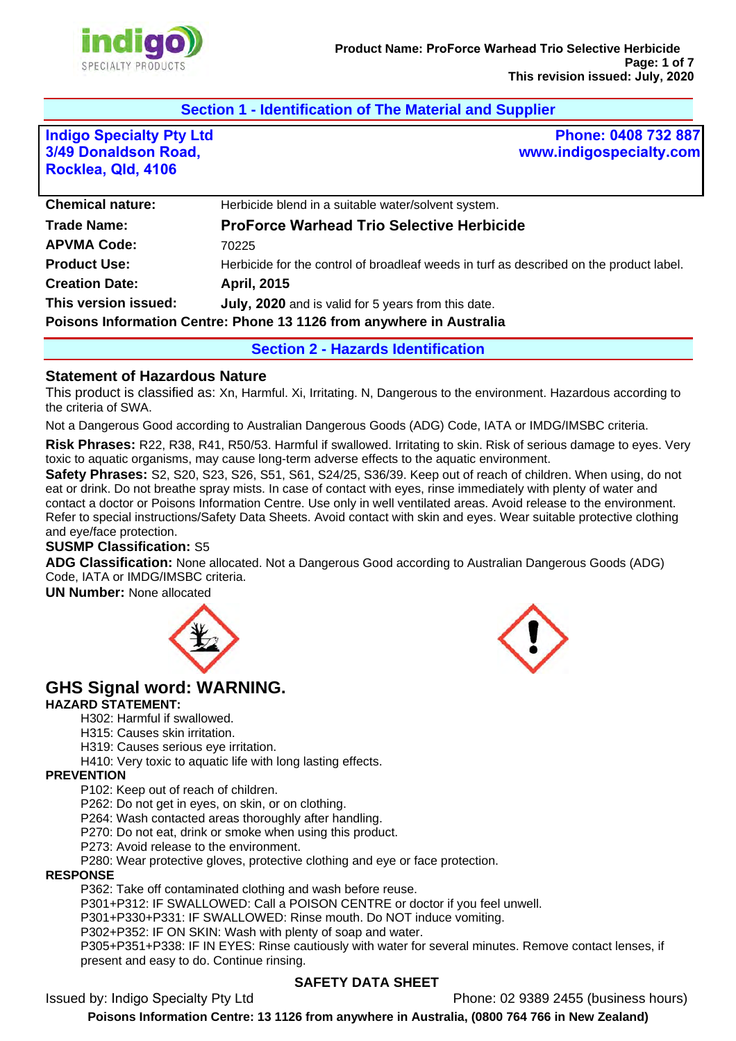## Section 1 - Identification of The Material and Supplier

**Indigo Specialty Pty Ltd**
**3/49 Donaldson Road,**
**Rocklea, Qld, 4106**

**Phone: 0408 732 887**
**www.indigospecialty.com**

| | |
|---|---|
| **Chemical nature:** | Herbicide blend in a suitable water/solvent system. |
| **Trade Name:** | **ProForce Warhead Trio Selective Herbicide** |
| **APVMA Code:** | 70225 |
| **Product Use:** | Herbicide for the control of broadleaf weeds in turf as described on the product label. |
| **Creation Date:** | **April, 2015** |
| **This version issued:** | **July, 2020** and is valid for 5 years from this date. |

**Poisons Information Centre: Phone 13 1126 from anywhere in Australia**

## Section 2 - Hazards Identification

### Statement of Hazardous Nature

This product is classified as: Xn, Harmful. Xi, Irritating. N, Dangerous to the environment. Hazardous according to the criteria of SWA.

Not a Dangerous Good according to Australian Dangerous Goods (ADG) Code, IATA or IMDG/IMSBC criteria.

**Risk Phrases:** R22, R38, R41, R50/53. Harmful if swallowed. Irritating to skin. Risk of serious damage to eyes. Very toxic to aquatic organisms, may cause long-term adverse effects to the aquatic environment.

**Safety Phrases:** S2, S20, S23, S26, S51, S61, S24/25, S36/39. Keep out of reach of children. When using, do not eat or drink. Do not breathe spray mists. In case of contact with eyes, rinse immediately with plenty of water and contact a doctor or Poisons Information Centre. Use only in well ventilated areas. Avoid release to the environment. Refer to special instructions/Safety Data Sheets. Avoid contact with skin and eyes. Wear suitable protective clothing and eye/face protection.

**SUSMP Classification:** S5

**ADG Classification:** None allocated. Not a Dangerous Good according to Australian Dangerous Goods (ADG) Code, IATA or IMDG/IMSBC criteria.

**UN Number:** None allocated

## GHS Signal word: WARNING.

**HAZARD STATEMENT:**

H302: Harmful if swallowed.
H315: Causes skin irritation.
H319: Causes serious eye irritation.
H410: Very toxic to aquatic life with long lasting effects.

**PREVENTION**

P102: Keep out of reach of children.
P262: Do not get in eyes, on skin, or on clothing.
P264: Wash contacted areas thoroughly after handling.
P270: Do not eat, drink or smoke when using this product.
P273: Avoid release to the environment.
P280: Wear protective gloves, protective clothing and eye or face protection.

**RESPONSE**

P362: Take off contaminated clothing and wash before reuse.
P301+P312: IF SWALLOWED: Call a POISON CENTRE or doctor if you feel unwell.
P301+P330+P331: IF SWALLOWED: Rinse mouth. Do NOT induce vomiting.
P302+P352: IF ON SKIN: Wash with plenty of soap and water.
P305+P351+P338: IF IN EYES: Rinse cautiously with water for several minutes. Remove contact lenses, if present and easy to do. Continue rinsing.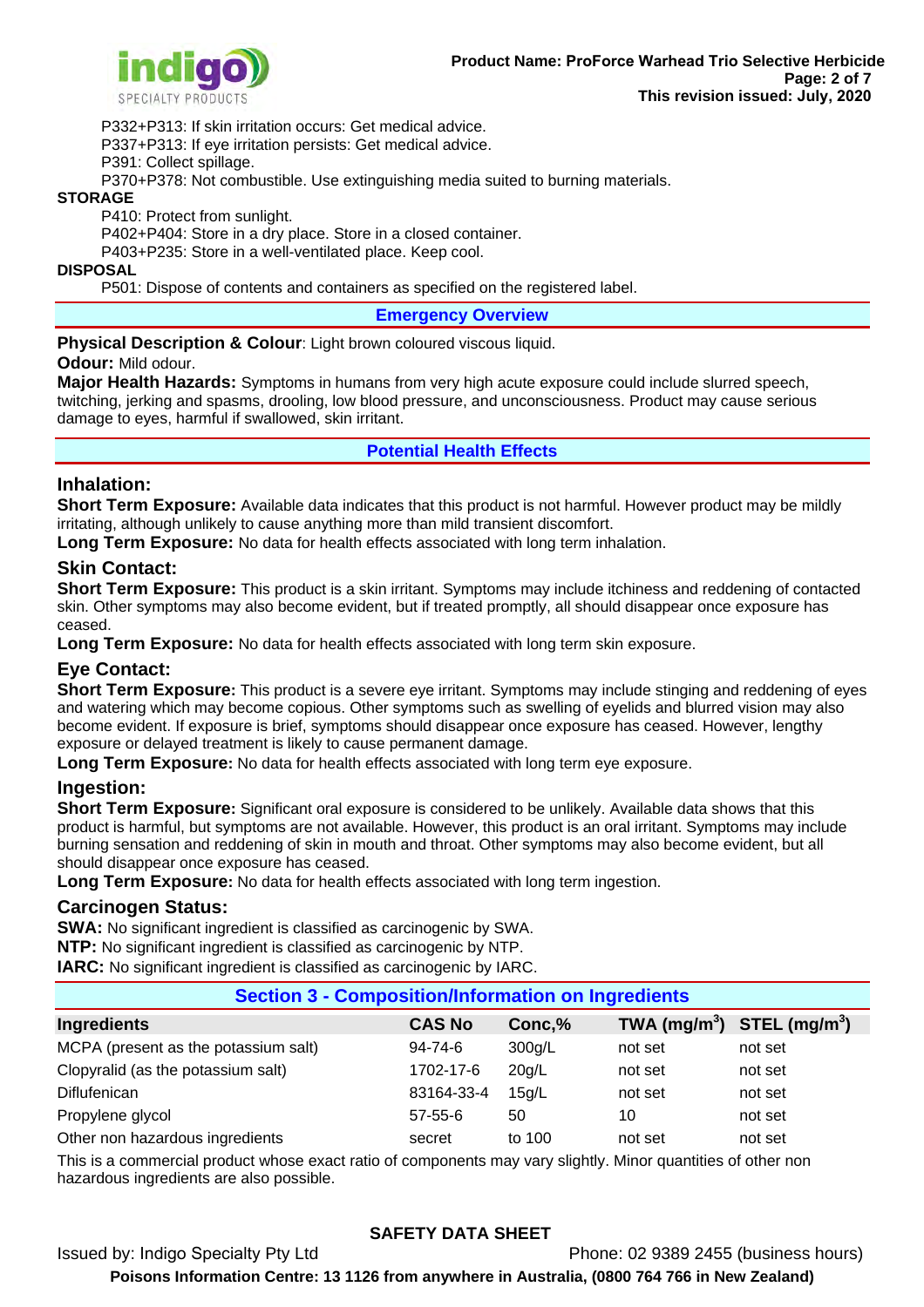P332+P313: If skin irritation occurs: Get medical advice.
P337+P313: If eye irritation persists: Get medical advice.
P391: Collect spillage.
P370+P378: Not combustible. Use extinguishing media suited to burning materials.

**STORAGE**

P410: Protect from sunlight.
P402+P404: Store in a dry place. Store in a closed container.
P403+P235: Store in a well-ventilated place. Keep cool.

**DISPOSAL**

P501: Dispose of contents and containers as specified on the registered label.

## Emergency Overview

**Physical Description & Colour**: Light brown coloured viscous liquid.

**Odour:** Mild odour.

**Major Health Hazards:** Symptoms in humans from very high acute exposure could include slurred speech, twitching, jerking and spasms, drooling, low blood pressure, and unconsciousness. Product may cause serious damage to eyes, harmful if swallowed, skin irritant.

## Potential Health Effects

### Inhalation:

**Short Term Exposure:** Available data indicates that this product is not harmful. However product may be mildly irritating, although unlikely to cause anything more than mild transient discomfort.

**Long Term Exposure:** No data for health effects associated with long term inhalation.

### Skin Contact:

**Short Term Exposure:** This product is a skin irritant. Symptoms may include itchiness and reddening of contacted skin. Other symptoms may also become evident, but if treated promptly, all should disappear once exposure has ceased.

**Long Term Exposure:** No data for health effects associated with long term skin exposure.

### Eye Contact:

**Short Term Exposure:** This product is a severe eye irritant. Symptoms may include stinging and reddening of eyes and watering which may become copious. Other symptoms such as swelling of eyelids and blurred vision may also become evident. If exposure is brief, symptoms should disappear once exposure has ceased. However, lengthy exposure or delayed treatment is likely to cause permanent damage.

**Long Term Exposure:** No data for health effects associated with long term eye exposure.

### Ingestion:

**Short Term Exposure:** Significant oral exposure is considered to be unlikely. Available data shows that this product is harmful, but symptoms are not available. However, this product is an oral irritant. Symptoms may include burning sensation and reddening of skin in mouth and throat. Other symptoms may also become evident, but all should disappear once exposure has ceased.

**Long Term Exposure:** No data for health effects associated with long term ingestion.

### Carcinogen Status:

**SWA:** No significant ingredient is classified as carcinogenic by SWA.
**NTP:** No significant ingredient is classified as carcinogenic by NTP.
**IARC:** No significant ingredient is classified as carcinogenic by IARC.

## Section 3 - Composition/Information on Ingredients

| Ingredients | CAS No | Conc,% | TWA ($mg/m^3$) | STEL ($mg/m^3$) |
|---|---|---|---|---|
| MCPA (present as the potassium salt) | 94-74-6 | 300g/L | not set | not set |
| Clopyralid (as the potassium salt) | 1702-17-6 | 20g/L | not set | not set |
| Diflufenican | 83164-33-4 | 15g/L | not set | not set |
| Propylene glycol | 57-55-6 | 50 | 10 | not set |
| Other non hazardous ingredients | secret | to 100 | not set | not set |

This is a commercial product whose exact ratio of components may vary slightly. Minor quantities of other non hazardous ingredients are also possible.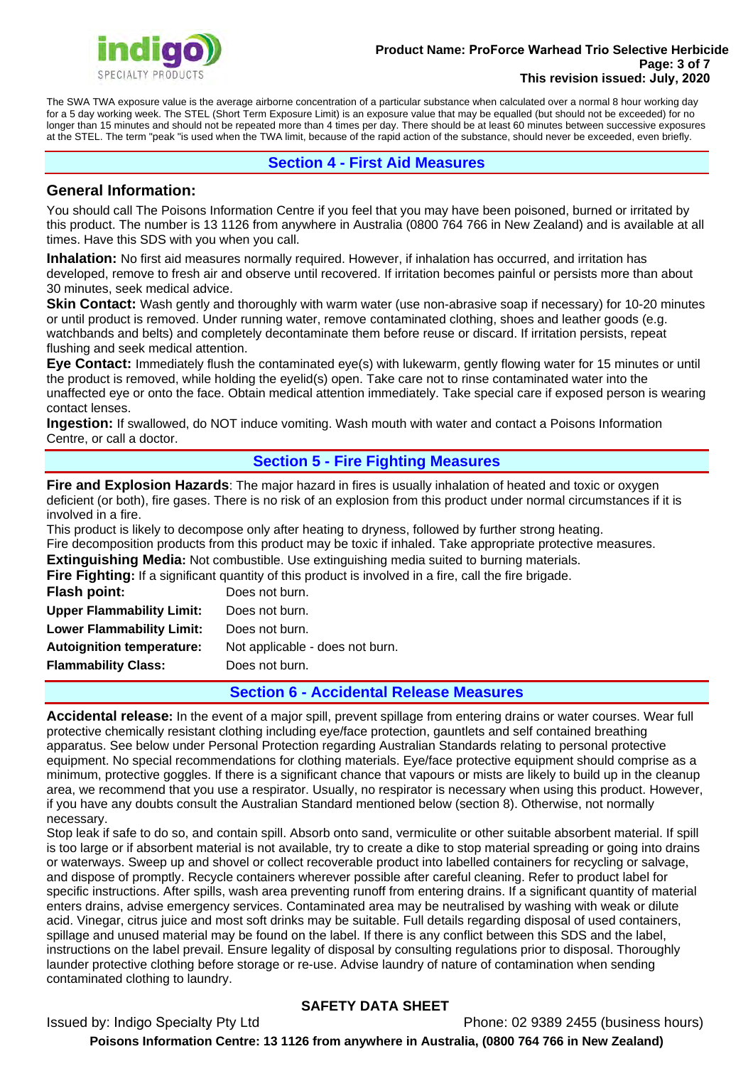The SWA TWA exposure value is the average airborne concentration of a particular substance when calculated over a normal 8 hour working day for a 5 day working week. The STEL (Short Term Exposure Limit) is an exposure value that may be equalled (but should not be exceeded) for no longer than 15 minutes and should not be repeated more than 4 times per day. There should be at least 60 minutes between successive exposures at the STEL. The term "peak "is used when the TWA limit, because of the rapid action of the substance, should never be exceeded, even briefly.

## Section 4 - First Aid Measures

### General Information:

You should call The Poisons Information Centre if you feel that you may have been poisoned, burned or irritated by this product. The number is 13 1126 from anywhere in Australia (0800 764 766 in New Zealand) and is available at all times. Have this SDS with you when you call.

**Inhalation:** No first aid measures normally required. However, if inhalation has occurred, and irritation has developed, remove to fresh air and observe until recovered. If irritation becomes painful or persists more than about 30 minutes, seek medical advice.

**Skin Contact:** Wash gently and thoroughly with warm water (use non-abrasive soap if necessary) for 10-20 minutes or until product is removed. Under running water, remove contaminated clothing, shoes and leather goods (e.g. watchbands and belts) and completely decontaminate them before reuse or discard. If irritation persists, repeat flushing and seek medical attention.

**Eye Contact:** Immediately flush the contaminated eye(s) with lukewarm, gently flowing water for 15 minutes or until the product is removed, while holding the eyelid(s) open. Take care not to rinse contaminated water into the unaffected eye or onto the face. Obtain medical attention immediately. Take special care if exposed person is wearing contact lenses.

**Ingestion:** If swallowed, do NOT induce vomiting. Wash mouth with water and contact a Poisons Information Centre, or call a doctor.

## Section 5 - Fire Fighting Measures

**Fire and Explosion Hazards**: The major hazard in fires is usually inhalation of heated and toxic or oxygen deficient (or both), fire gases. There is no risk of an explosion from this product under normal circumstances if it is involved in a fire.

This product is likely to decompose only after heating to dryness, followed by further strong heating.

Fire decomposition products from this product may be toxic if inhaled. Take appropriate protective measures.

**Extinguishing Media:** Not combustible. Use extinguishing media suited to burning materials.

**Fire Fighting:** If a significant quantity of this product is involved in a fire, call the fire brigade.

| | |
|---|---|
| **Flash point:** | Does not burn. |
| **Upper Flammability Limit:** | Does not burn. |
| **Lower Flammability Limit:** | Does not burn. |
| **Autoignition temperature:** | Not applicable - does not burn. |
| **Flammability Class:** | Does not burn. |

## Section 6 - Accidental Release Measures

**Accidental release:** In the event of a major spill, prevent spillage from entering drains or water courses. Wear full protective chemically resistant clothing including eye/face protection, gauntlets and self contained breathing apparatus. See below under Personal Protection regarding Australian Standards relating to personal protective equipment. No special recommendations for clothing materials. Eye/face protective equipment should comprise as a minimum, protective goggles. If there is a significant chance that vapours or mists are likely to build up in the cleanup area, we recommend that you use a respirator. Usually, no respirator is necessary when using this product. However, if you have any doubts consult the Australian Standard mentioned below (section 8). Otherwise, not normally necessary.

Stop leak if safe to do so, and contain spill. Absorb onto sand, vermiculite or other suitable absorbent material. If spill is too large or if absorbent material is not available, try to create a dike to stop material spreading or going into drains or waterways. Sweep up and shovel or collect recoverable product into labelled containers for recycling or salvage, and dispose of promptly. Recycle containers wherever possible after careful cleaning. Refer to product label for specific instructions. After spills, wash area preventing runoff from entering drains. If a significant quantity of material enters drains, advise emergency services. Contaminated area may be neutralised by washing with weak or dilute acid. Vinegar, citrus juice and most soft drinks may be suitable. Full details regarding disposal of used containers, spillage and unused material may be found on the label. If there is any conflict between this SDS and the label, instructions on the label prevail. Ensure legality of disposal by consulting regulations prior to disposal. Thoroughly launder protective clothing before storage or re-use. Advise laundry of nature of contamination when sending contaminated clothing to laundry.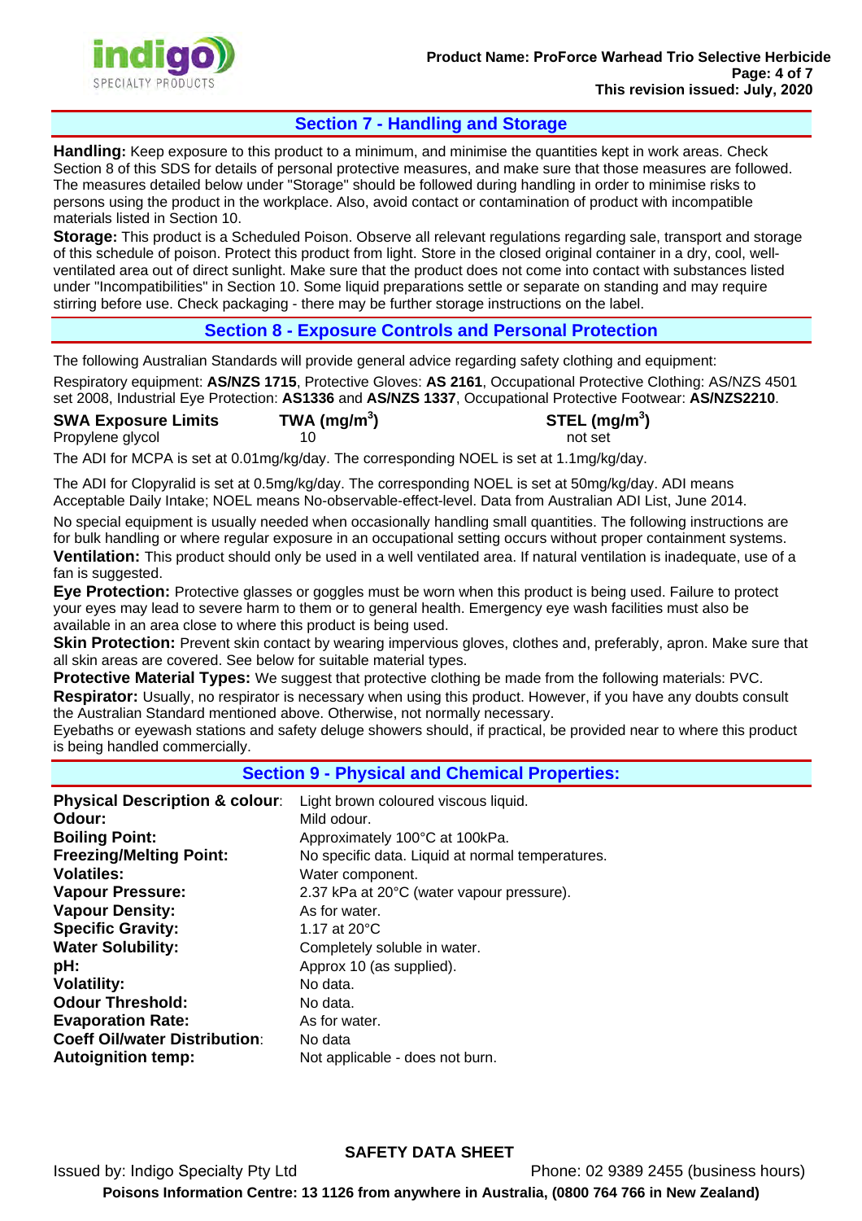## Section 7 - Handling and Storage

**Handling:** Keep exposure to this product to a minimum, and minimise the quantities kept in work areas. Check Section 8 of this SDS for details of personal protective measures, and make sure that those measures are followed. The measures detailed below under "Storage" should be followed during handling in order to minimise risks to persons using the product in the workplace. Also, avoid contact or contamination of product with incompatible materials listed in Section 10.

**Storage:** This product is a Scheduled Poison. Observe all relevant regulations regarding sale, transport and storage of this schedule of poison. Protect this product from light. Store in the closed original container in a dry, cool, well-ventilated area out of direct sunlight. Make sure that the product does not come into contact with substances listed under "Incompatibilities" in Section 10. Some liquid preparations settle or separate on standing and may require stirring before use. Check packaging - there may be further storage instructions on the label.

## Section 8 - Exposure Controls and Personal Protection

The following Australian Standards will provide general advice regarding safety clothing and equipment:

Respiratory equipment: **AS/NZS 1715**, Protective Gloves: **AS 2161**, Occupational Protective Clothing: AS/NZS 4501 set 2008, Industrial Eye Protection: **AS1336** and **AS/NZS 1337**, Occupational Protective Footwear: **AS/NZS2210**.

| SWA Exposure Limits | TWA (mg/m$^3$) | STEL (mg/m$^3$) |
|---|---|---|
| Propylene glycol | 10 | not set |

The ADI for MCPA is set at 0.01mg/kg/day. The corresponding NOEL is set at 1.1mg/kg/day.

The ADI for Clopyralid is set at 0.5mg/kg/day. The corresponding NOEL is set at 50mg/kg/day. ADI means Acceptable Daily Intake; NOEL means No-observable-effect-level. Data from Australian ADI List, June 2014.

No special equipment is usually needed when occasionally handling small quantities. The following instructions are for bulk handling or where regular exposure in an occupational setting occurs without proper containment systems.

**Ventilation:** This product should only be used in a well ventilated area. If natural ventilation is inadequate, use of a fan is suggested.

**Eye Protection:** Protective glasses or goggles must be worn when this product is being used. Failure to protect your eyes may lead to severe harm to them or to general health. Emergency eye wash facilities must also be available in an area close to where this product is being used.

**Skin Protection:** Prevent skin contact by wearing impervious gloves, clothes and, preferably, apron. Make sure that all skin areas are covered. See below for suitable material types.

**Protective Material Types:** We suggest that protective clothing be made from the following materials: PVC.

**Respirator:** Usually, no respirator is necessary when using this product. However, if you have any doubts consult the Australian Standard mentioned above. Otherwise, not normally necessary.

Eyebaths or eyewash stations and safety deluge showers should, if practical, be provided near to where this product is being handled commercially.

## Section 9 - Physical and Chemical Properties:

| | |
|---|---|
| **Physical Description & colour**: | Light brown coloured viscous liquid. |
| **Odour:** | Mild odour. |
| **Boiling Point:** | Approximately 100°C at 100kPa. |
| **Freezing/Melting Point:** | No specific data. Liquid at normal temperatures. |
| **Volatiles:** | Water component. |
| **Vapour Pressure:** | 2.37 kPa at 20°C (water vapour pressure). |
| **Vapour Density:** | As for water. |
| **Specific Gravity:** | 1.17 at 20°C |
| **Water Solubility:** | Completely soluble in water. |
| **pH:** | Approx 10 (as supplied). |
| **Volatility:** | No data. |
| **Odour Threshold:** | No data. |
| **Evaporation Rate:** | As for water. |
| **Coeff Oil/water Distribution**: | No data |
| **Autoignition temp:** | Not applicable - does not burn. |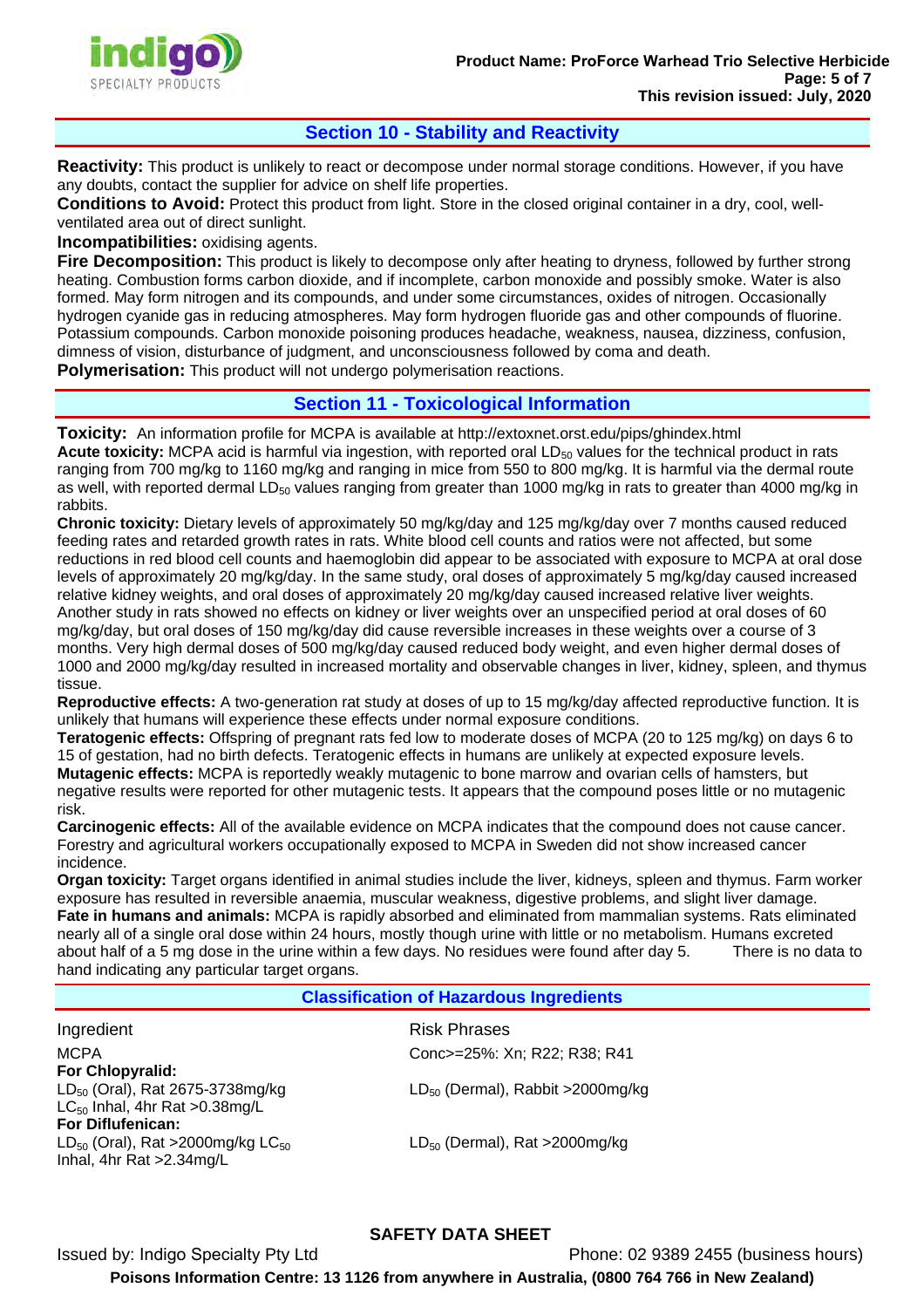## Section 10 - Stability and Reactivity

**Reactivity:** This product is unlikely to react or decompose under normal storage conditions. However, if you have any doubts, contact the supplier for advice on shelf life properties.
**Conditions to Avoid:** Protect this product from light. Store in the closed original container in a dry, cool, well-ventilated area out of direct sunlight.
**Incompatibilities:** oxidising agents.
**Fire Decomposition:** This product is likely to decompose only after heating to dryness, followed by further strong heating. Combustion forms carbon dioxide, and if incomplete, carbon monoxide and possibly smoke. Water is also formed. May form nitrogen and its compounds, and under some circumstances, oxides of nitrogen. Occasionally hydrogen cyanide gas in reducing atmospheres. May form hydrogen fluoride gas and other compounds of fluorine. Potassium compounds. Carbon monoxide poisoning produces headache, weakness, nausea, dizziness, confusion, dimness of vision, disturbance of judgment, and unconsciousness followed by coma and death.
**Polymerisation:** This product will not undergo polymerisation reactions.

## Section 11 - Toxicological Information

**Toxicity:** An information profile for MCPA is available at http://extoxnet.orst.edu/pips/ghindex.html
**Acute toxicity:** MCPA acid is harmful via ingestion, with reported oral $LD_{50}$ values for the technical product in rats ranging from 700 mg/kg to 1160 mg/kg and ranging in mice from 550 to 800 mg/kg. It is harmful via the dermal route as well, with reported dermal $LD_{50}$ values ranging from greater than 1000 mg/kg in rats to greater than 4000 mg/kg in rabbits.
**Chronic toxicity:** Dietary levels of approximately 50 mg/kg/day and 125 mg/kg/day over 7 months caused reduced feeding rates and retarded growth rates in rats. White blood cell counts and ratios were not affected, but some reductions in red blood cell counts and haemoglobin did appear to be associated with exposure to MCPA at oral dose levels of approximately 20 mg/kg/day. In the same study, oral doses of approximately 5 mg/kg/day caused increased relative kidney weights, and oral doses of approximately 20 mg/kg/day caused increased relative liver weights. Another study in rats showed no effects on kidney or liver weights over an unspecified period at oral doses of 60 mg/kg/day, but oral doses of 150 mg/kg/day did cause reversible increases in these weights over a course of 3 months. Very high dermal doses of 500 mg/kg/day caused reduced body weight, and even higher dermal doses of 1000 and 2000 mg/kg/day resulted in increased mortality and observable changes in liver, kidney, spleen, and thymus tissue.
**Reproductive effects:** A two-generation rat study at doses of up to 15 mg/kg/day affected reproductive function. It is unlikely that humans will experience these effects under normal exposure conditions.
**Teratogenic effects:** Offspring of pregnant rats fed low to moderate doses of MCPA (20 to 125 mg/kg) on days 6 to 15 of gestation, had no birth defects. Teratogenic effects in humans are unlikely at expected exposure levels.
**Mutagenic effects:** MCPA is reportedly weakly mutagenic to bone marrow and ovarian cells of hamsters, but negative results were reported for other mutagenic tests. It appears that the compound poses little or no mutagenic risk.
**Carcinogenic effects:** All of the available evidence on MCPA indicates that the compound does not cause cancer. Forestry and agricultural workers occupationally exposed to MCPA in Sweden did not show increased cancer incidence.
**Organ toxicity:** Target organs identified in animal studies include the liver, kidneys, spleen and thymus. Farm worker exposure has resulted in reversible anaemia, muscular weakness, digestive problems, and slight liver damage.
**Fate in humans and animals:** MCPA is rapidly absorbed and eliminated from mammalian systems. Rats eliminated nearly all of a single oral dose within 24 hours, mostly though urine with little or no metabolism. Humans excreted about half of a 5 mg dose in the urine within a few days. No residues were found after day 5. There is no data to hand indicating any particular target organs.

### Classification of Hazardous Ingredients

| Ingredient | Risk Phrases |
|---|---|
| MCPA | Conc>=25%: Xn; R22; R38; R41 |
| **For Chlopyralid:** | |
| $LD_{50}$ (Oral), Rat 2675-3738mg/kg<br>$LC_{50}$ Inhal, 4hr Rat >0.38mg/L | $LD_{50}$ (Dermal), Rabbit >2000mg/kg |
| **For Diflufenican:** | |
| $LD_{50}$ (Oral), Rat >2000mg/kg $LC_{50}$ Inhal, 4hr Rat >2.34mg/L | $LD_{50}$ (Dermal), Rat >2000mg/kg |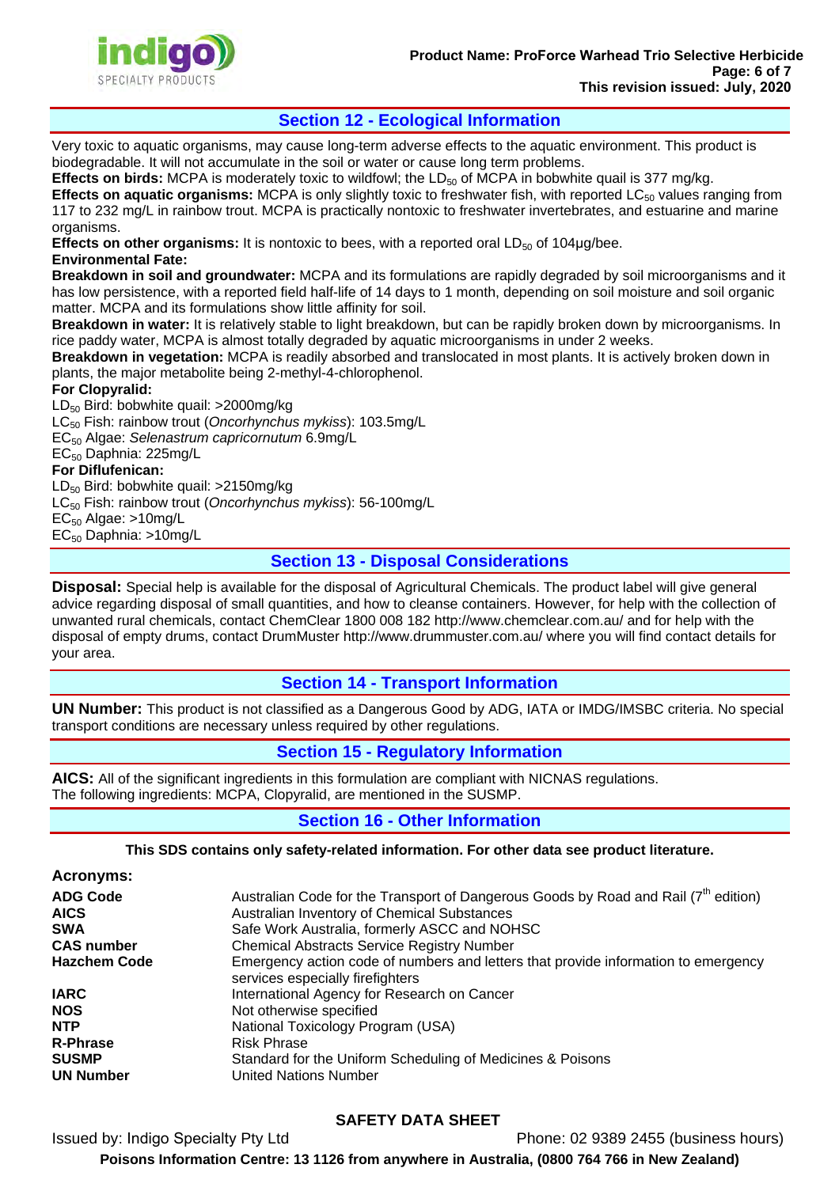## Section 12 - Ecological Information

Very toxic to aquatic organisms, may cause long-term adverse effects to the aquatic environment. This product is biodegradable. It will not accumulate in the soil or water or cause long term problems.

**Effects on birds:** MCPA is moderately toxic to wildfowl; the $LD_{50}$ of MCPA in bobwhite quail is 377 mg/kg.

**Effects on aquatic organisms:** MCPA is only slightly toxic to freshwater fish, with reported $LC_{50}$ values ranging from 117 to 232 mg/L in rainbow trout. MCPA is practically nontoxic to freshwater invertebrates, and estuarine and marine organisms.

**Effects on other organisms:** It is nontoxic to bees, with a reported oral $LD_{50}$ of 104µg/bee.

**Environmental Fate:**

**Breakdown in soil and groundwater:** MCPA and its formulations are rapidly degraded by soil microorganisms and it has low persistence, with a reported field half-life of 14 days to 1 month, depending on soil moisture and soil organic matter. MCPA and its formulations show little affinity for soil.

**Breakdown in water:** It is relatively stable to light breakdown, but can be rapidly broken down by microorganisms. In rice paddy water, MCPA is almost totally degraded by aquatic microorganisms in under 2 weeks.

**Breakdown in vegetation:** MCPA is readily absorbed and translocated in most plants. It is actively broken down in plants, the major metabolite being 2-methyl-4-chlorophenol.

**For Clopyralid:**

$LD_{50}$ Bird: bobwhite quail: >2000mg/kg
$LC_{50}$ Fish: rainbow trout (*Oncorhynchus mykiss*): 103.5mg/L
$EC_{50}$ Algae: *Selenastrum capricornutum* 6.9mg/L
$EC_{50}$ Daphnia: 225mg/L

**For Diflufenican:**

$LD_{50}$ Bird: bobwhite quail: >2150mg/kg
$LC_{50}$ Fish: rainbow trout (*Oncorhynchus mykiss*): 56-100mg/L
$EC_{50}$ Algae: >10mg/L
$EC_{50}$ Daphnia: >10mg/L

## Section 13 - Disposal Considerations

**Disposal:** Special help is available for the disposal of Agricultural Chemicals. The product label will give general advice regarding disposal of small quantities, and how to cleanse containers. However, for help with the collection of unwanted rural chemicals, contact ChemClear 1800 008 182 http://www.chemclear.com.au/ and for help with the disposal of empty drums, contact DrumMuster http://www.drummuster.com.au/ where you will find contact details for your area.

## Section 14 - Transport Information

**UN Number:** This product is not classified as a Dangerous Good by ADG, IATA or IMDG/IMSBC criteria. No special transport conditions are necessary unless required by other regulations.

## Section 15 - Regulatory Information

**AICS:** All of the significant ingredients in this formulation are compliant with NICNAS regulations.
The following ingredients: MCPA, Clopyralid, are mentioned in the SUSMP.

## Section 16 - Other Information

**This SDS contains only safety-related information. For other data see product literature.**

**Acronyms:**

| | |
|---|---|
| **ADG Code** | Australian Code for the Transport of Dangerous Goods by Road and Rail (7th edition) |
| **AICS** | Australian Inventory of Chemical Substances |
| **SWA** | Safe Work Australia, formerly ASCC and NOHSC |
| **CAS number** | Chemical Abstracts Service Registry Number |
| **Hazchem Code** | Emergency action code of numbers and letters that provide information to emergency services especially firefighters |
| **IARC** | International Agency for Research on Cancer |
| **NOS** | Not otherwise specified |
| **NTP** | National Toxicology Program (USA) |
| **R-Phrase** | Risk Phrase |
| **SUSMP** | Standard for the Uniform Scheduling of Medicines & Poisons |
| **UN Number** | United Nations Number |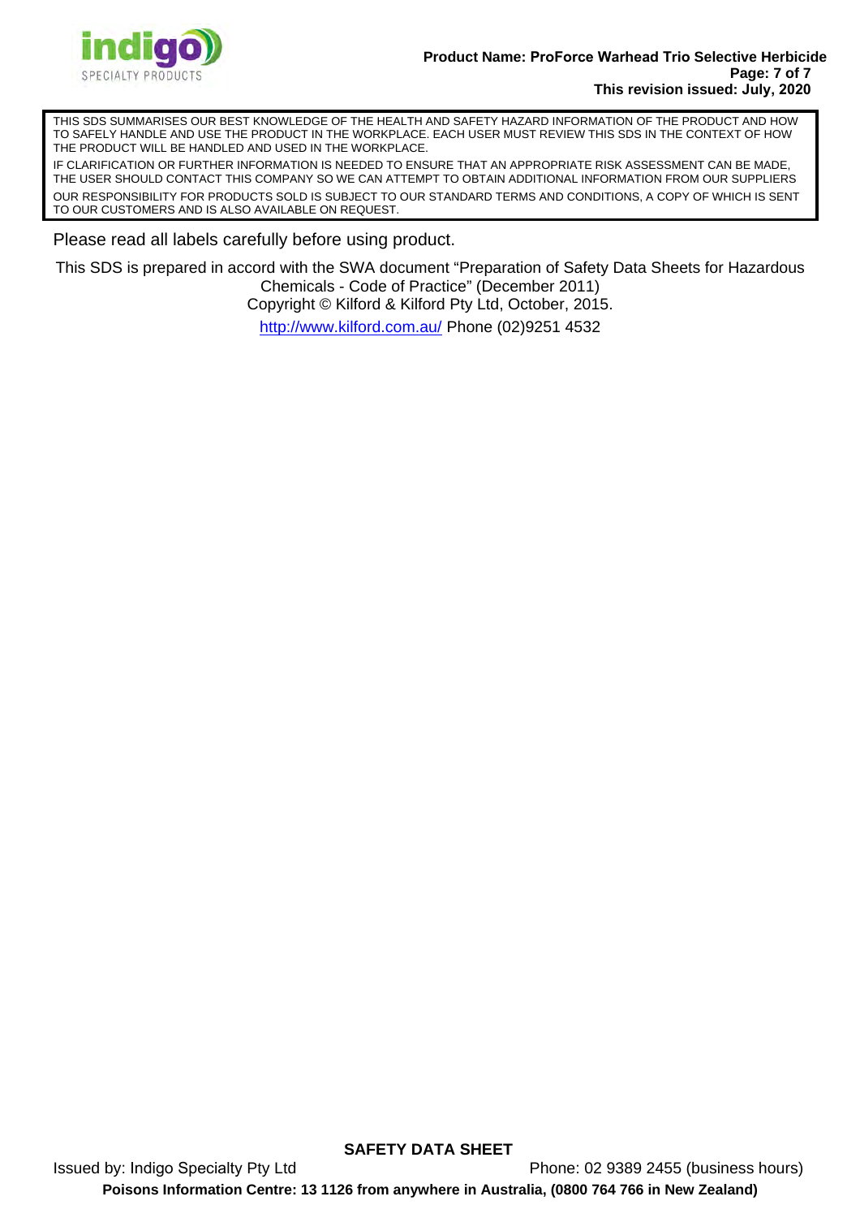THIS SDS SUMMARISES OUR BEST KNOWLEDGE OF THE HEALTH AND SAFETY HAZARD INFORMATION OF THE PRODUCT AND HOW TO SAFELY HANDLE AND USE THE PRODUCT IN THE WORKPLACE. EACH USER MUST REVIEW THIS SDS IN THE CONTEXT OF HOW THE PRODUCT WILL BE HANDLED AND USED IN THE WORKPLACE.

IF CLARIFICATION OR FURTHER INFORMATION IS NEEDED TO ENSURE THAT AN APPROPRIATE RISK ASSESSMENT CAN BE MADE, THE USER SHOULD CONTACT THIS COMPANY SO WE CAN ATTEMPT TO OBTAIN ADDITIONAL INFORMATION FROM OUR SUPPLIERS

OUR RESPONSIBILITY FOR PRODUCTS SOLD IS SUBJECT TO OUR STANDARD TERMS AND CONDITIONS, A COPY OF WHICH IS SENT TO OUR CUSTOMERS AND IS ALSO AVAILABLE ON REQUEST.

Please read all labels carefully before using product.

This SDS is prepared in accord with the SWA document "Preparation of Safety Data Sheets for Hazardous Chemicals - Code of Practice" (December 2011)
Copyright © Kilford & Kilford Pty Ltd, October, 2015.
http://www.kilford.com.au/ Phone (02)9251 4532